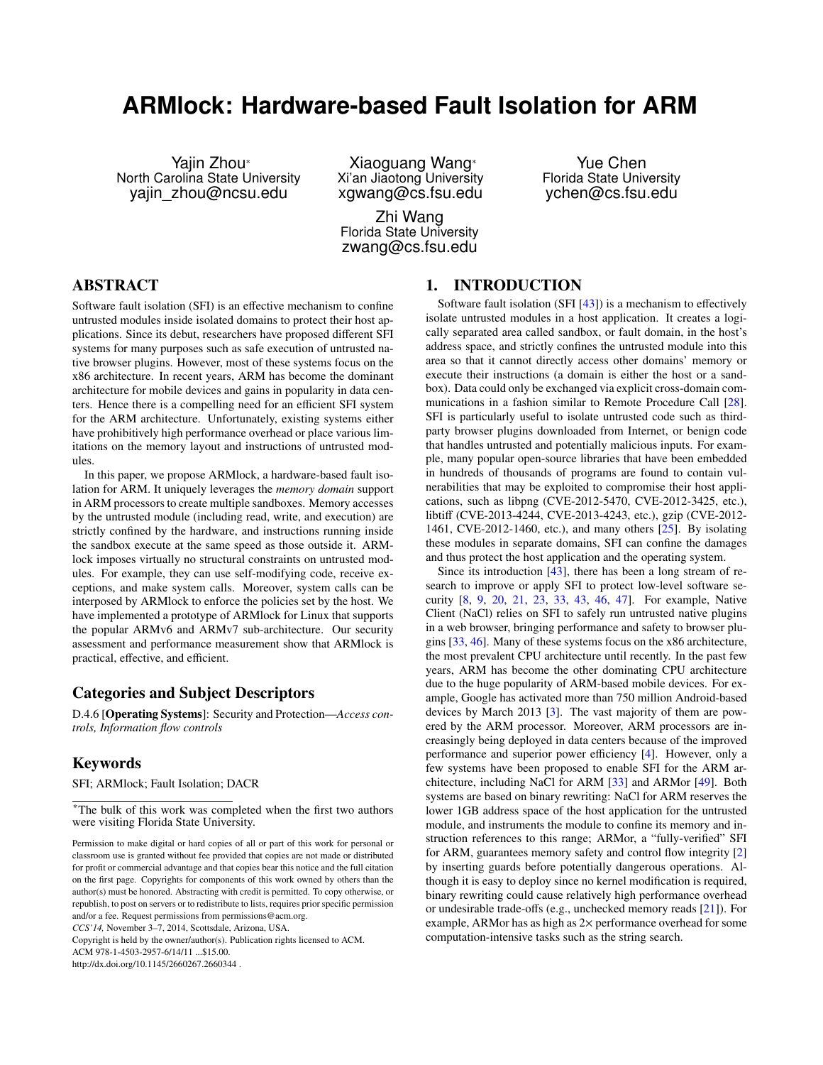# ARMlock: Hardware-based Fault Isolation for ARM

Yajin Zhou*
North Carolina State University
yajin_zhou@ncsu.edu

Xiaoguang Wang*
Xi'an Jiaotong University
xgwang@cs.fsu.edu

Yue Chen
Florida State University
ychen@cs.fsu.edu

Zhi Wang
Florida State University
zwang@cs.fsu.edu

## ABSTRACT

Software fault isolation (SFI) is an effective mechanism to confine untrusted modules inside isolated domains to protect their host applications. Since its debut, researchers have proposed different SFI systems for many purposes such as safe execution of untrusted native browser plugins. However, most of these systems focus on the x86 architecture. In recent years, ARM has become the dominant architecture for mobile devices and gains in popularity in data centers. Hence there is a compelling need for an efficient SFI system for the ARM architecture. Unfortunately, existing systems either have prohibitively high performance overhead or place various limitations on the memory layout and instructions of untrusted modules.

In this paper, we propose ARMlock, a hardware-based fault isolation for ARM. It uniquely leverages the *memory domain* support in ARM processors to create multiple sandboxes. Memory accesses by the untrusted module (including read, write, and execution) are strictly confined by the hardware, and instructions running inside the sandbox execute at the same speed as those outside it. ARMlock imposes virtually no structural constraints on untrusted modules. For example, they can use self-modifying code, receive exceptions, and make system calls. Moreover, system calls can be interposed by ARMlock to enforce the policies set by the host. We have implemented a prototype of ARMlock for Linux that supports the popular ARMv6 and ARMv7 sub-architecture. Our security assessment and performance measurement show that ARMlock is practical, effective, and efficient.

### Categories and Subject Descriptors

D.4.6 [**Operating Systems**]: Security and Protection—*Access controls, Information flow controls*

### Keywords

SFI; ARMlock; Fault Isolation; DACR

*The bulk of this work was completed when the first two authors were visiting Florida State University.

Permission to make digital or hard copies of all or part of this work for personal or classroom use is granted without fee provided that copies are not made or distributed for profit or commercial advantage and that copies bear this notice and the full citation on the first page. Copyrights for components of this work owned by others than the author(s) must be honored. Abstracting with credit is permitted. To copy otherwise, or republish, to post on servers or to redistribute to lists, requires prior specific permission and/or a fee. Request permissions from permissions@acm.org.
*CCS'14,* November 3–7, 2014, Scottsdale, Arizona, USA.
Copyright is held by the owner/author(s). Publication rights licensed to ACM.
ACM 978-1-4503-2957-6/14/11 ...$15.00.
http://dx.doi.org/10.1145/2660267.2660344 .

## 1. INTRODUCTION

Software fault isolation (SFI [43]) is a mechanism to effectively isolate untrusted modules in a host application. It creates a logically separated area called sandbox, or fault domain, in the host's address space, and strictly confines the untrusted module into this area so that it cannot directly access other domains' memory or execute their instructions (a domain is either the host or a sandbox). Data could only be exchanged via explicit cross-domain communications in a fashion similar to Remote Procedure Call [28]. SFI is particularly useful to isolate untrusted code such as third-party browser plugins downloaded from Internet, or benign code that handles untrusted and potentially malicious inputs. For example, many popular open-source libraries that have been embedded in hundreds of thousands of programs are found to contain vulnerabilities that may be exploited to compromise their host applications, such as libpng (CVE-2012-5470, CVE-2012-3425, etc.), libtiff (CVE-2013-4244, CVE-2013-4243, etc.), gzip (CVE-2012-1461, CVE-2012-1460, etc.), and many others [25]. By isolating these modules in separate domains, SFI can confine the damages and thus protect the host application and the operating system.

Since its introduction [43], there has been a long stream of research to improve or apply SFI to protect low-level software security [8, 9, 20, 21, 23, 33, 43, 46, 47]. For example, Native Client (NaCl) relies on SFI to safely run untrusted native plugins in a web browser, bringing performance and safety to browser plugins [33, 46]. Many of these systems focus on the x86 architecture, the most prevalent CPU architecture until recently. In the past few years, ARM has become the other dominating CPU architecture due to the huge popularity of ARM-based mobile devices. For example, Google has activated more than 750 million Android-based devices by March 2013 [3]. The vast majority of them are powered by the ARM processor. Moreover, ARM processors are increasingly being deployed in data centers because of the improved performance and superior power efficiency [4]. However, only a few systems have been proposed to enable SFI for the ARM architecture, including NaCl for ARM [33] and ARMor [49]. Both systems are based on binary rewriting: NaCl for ARM reserves the lower 1GB address space of the host application for the untrusted module, and instruments the module to confine its memory and instruction references to this range; ARMor, a "fully-verified" SFI for ARM, guarantees memory safety and control flow integrity [2] by inserting guards before potentially dangerous operations. Although it is easy to deploy since no kernel modification is required, binary rewriting could cause relatively high performance overhead or undesirable trade-offs (e.g., unchecked memory reads [21]). For example, ARMor has as high as 2× performance overhead for some computation-intensive tasks such as the string search.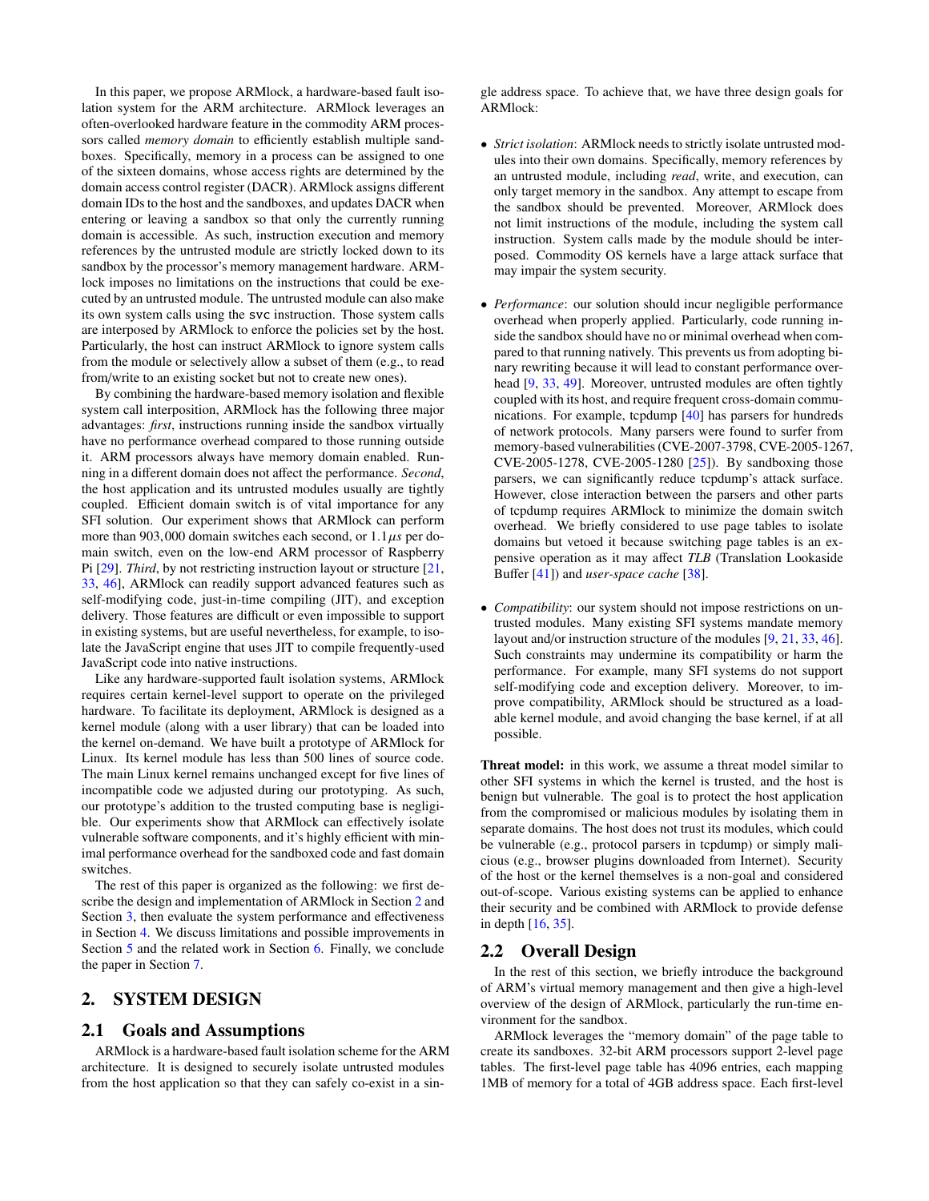In this paper, we propose ARMlock, a hardware-based fault isolation system for the ARM architecture. ARMlock leverages an often-overlooked hardware feature in the commodity ARM processors called *memory domain* to efficiently establish multiple sandboxes. Specifically, memory in a process can be assigned to one of the sixteen domains, whose access rights are determined by the domain access control register (DACR). ARMlock assigns different domain IDs to the host and the sandboxes, and updates DACR when entering or leaving a sandbox so that only the currently running domain is accessible. As such, instruction execution and memory references by the untrusted module are strictly locked down to its sandbox by the processor's memory management hardware. ARMlock imposes no limitations on the instructions that could be executed by an untrusted module. The untrusted module can also make its own system calls using the `svc` instruction. Those system calls are interposed by ARMlock to enforce the policies set by the host. Particularly, the host can instruct ARMlock to ignore system calls from the module or selectively allow a subset of them (e.g., to read from/write to an existing socket but not to create new ones).

By combining the hardware-based memory isolation and flexible system call interposition, ARMlock has the following three major advantages: *first*, instructions running inside the sandbox virtually have no performance overhead compared to those running outside it. ARM processors always have memory domain enabled. Running in a different domain does not affect the performance. *Second*, the host application and its untrusted modules usually are tightly coupled. Efficient domain switch is of vital importance for any SFI solution. Our experiment shows that ARMlock can perform more than 903,000 domain switches each second, or $1.1\mu s$ per domain switch, even on the low-end ARM processor of Raspberry Pi [29]. *Third*, by not restricting instruction layout or structure [21, 33, 46], ARMlock can readily support advanced features such as self-modifying code, just-in-time compiling (JIT), and exception delivery. Those features are difficult or even impossible to support in existing systems, but are useful nevertheless, for example, to isolate the JavaScript engine that uses JIT to compile frequently-used JavaScript code into native instructions.

Like any hardware-supported fault isolation systems, ARMlock requires certain kernel-level support to operate on the privileged hardware. To facilitate its deployment, ARMlock is designed as a kernel module (along with a user library) that can be loaded into the kernel on-demand. We have built a prototype of ARMlock for Linux. Its kernel module has less than 500 lines of source code. The main Linux kernel remains unchanged except for five lines of incompatible code we adjusted during our prototyping. As such, our prototype's addition to the trusted computing base is negligible. Our experiments show that ARMlock can effectively isolate vulnerable software components, and it's highly efficient with minimal performance overhead for the sandboxed code and fast domain switches.

The rest of this paper is organized as the following: we first describe the design and implementation of ARMlock in Section 2 and Section 3, then evaluate the system performance and effectiveness in Section 4. We discuss limitations and possible improvements in Section 5 and the related work in Section 6. Finally, we conclude the paper in Section 7.

# 2. SYSTEM DESIGN

## 2.1 Goals and Assumptions

ARMlock is a hardware-based fault isolation scheme for the ARM architecture. It is designed to securely isolate untrusted modules from the host application so that they can safely co-exist in a single address space. To achieve that, we have three design goals for ARMlock:

- *Strict isolation*: ARMlock needs to strictly isolate untrusted modules into their own domains. Specifically, memory references by an untrusted module, including *read*, write, and execution, can only target memory in the sandbox. Any attempt to escape from the sandbox should be prevented. Moreover, ARMlock does not limit instructions of the module, including the system call instruction. System calls made by the module should be interposed. Commodity OS kernels have a large attack surface that may impair the system security.
- *Performance*: our solution should incur negligible performance overhead when properly applied. Particularly, code running inside the sandbox should have no or minimal overhead when compared to that running natively. This prevents us from adopting binary rewriting because it will lead to constant performance overhead [9, 33, 49]. Moreover, untrusted modules are often tightly coupled with its host, and require frequent cross-domain communications. For example, tcpdump [40] has parsers for hundreds of network protocols. Many parsers were found to surfer from memory-based vulnerabilities (CVE-2007-3798, CVE-2005-1267, CVE-2005-1278, CVE-2005-1280 [25]). By sandboxing those parsers, we can significantly reduce tcpdump's attack surface. However, close interaction between the parsers and other parts of tcpdump requires ARMlock to minimize the domain switch overhead. We briefly considered to use page tables to isolate domains but vetoed it because switching page tables is an expensive operation as it may affect *TLB* (Translation Lookaside Buffer [41]) and *user-space cache* [38].
- *Compatibility*: our system should not impose restrictions on untrusted modules. Many existing SFI systems mandate memory layout and/or instruction structure of the modules [9, 21, 33, 46]. Such constraints may undermine its compatibility or harm the performance. For example, many SFI systems do not support self-modifying code and exception delivery. Moreover, to improve compatibility, ARMlock should be structured as a loadable kernel module, and avoid changing the base kernel, if at all possible.

**Threat model:** in this work, we assume a threat model similar to other SFI systems in which the kernel is trusted, and the host is benign but vulnerable. The goal is to protect the host application from the compromised or malicious modules by isolating them in separate domains. The host does not trust its modules, which could be vulnerable (e.g., protocol parsers in tcpdump) or simply malicious (e.g., browser plugins downloaded from Internet). Security of the host or the kernel themselves is a non-goal and considered out-of-scope. Various existing systems can be applied to enhance their security and be combined with ARMlock to provide defense in depth [16, 35].

## 2.2 Overall Design

In the rest of this section, we briefly introduce the background of ARM's virtual memory management and then give a high-level overview of the design of ARMlock, particularly the run-time environment for the sandbox.

ARMlock leverages the "memory domain" of the page table to create its sandboxes. 32-bit ARM processors support 2-level page tables. The first-level page table has 4096 entries, each mapping 1MB of memory for a total of 4GB address space. Each first-level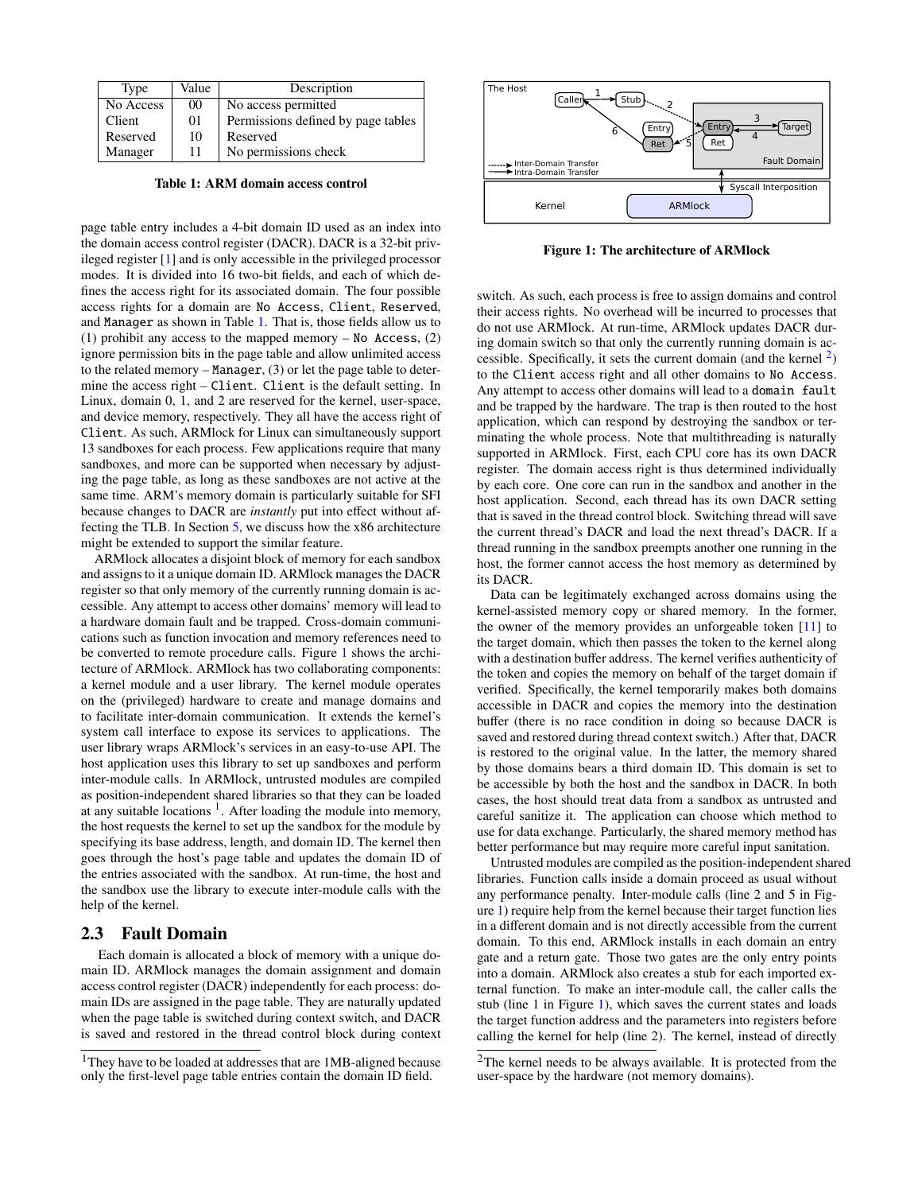| Type | Value | Description |
|---|---|---|
| No Access | 00 | No access permitted |
| Client | 01 | Permissions defined by page tables |
| Reserved | 10 | Reserved |
| Manager | 11 | No permissions check |

**Table 1: ARM domain access control**

page table entry includes a 4-bit domain ID used as an index into the domain access control register (DACR). DACR is a 32-bit privileged register [1] and is only accessible in the privileged processor modes. It is divided into 16 two-bit fields, and each of which defines the access right for its associated domain. The four possible access rights for a domain are `No Access`, `Client`, `Reserved`, and `Manager` as shown in Table 1. That is, those fields allow us to (1) prohibit any access to the mapped memory – `No Access`, (2) ignore permission bits in the page table and allow unlimited access to the related memory – `Manager`, (3) or let the page table to determine the access right – `Client`. `Client` is the default setting. In Linux, domain 0, 1, and 2 are reserved for the kernel, user-space, and device memory, respectively. They all have the access right of `Client`. As such, ARMlock for Linux can simultaneously support 13 sandboxes for each process. Few applications require that many sandboxes, and more can be supported when necessary by adjusting the page table, as long as these sandboxes are not active at the same time. ARM's memory domain is particularly suitable for SFI because changes to DACR are *instantly* put into effect without affecting the TLB. In Section 5, we discuss how the x86 architecture might be extended to support the similar feature.

ARMlock allocates a disjoint block of memory for each sandbox and assigns to it a unique domain ID. ARMlock manages the DACR register so that only memory of the currently running domain is accessible. Any attempt to access other domains' memory will lead to a hardware domain fault and be trapped. Cross-domain communications such as function invocation and memory references need to be converted to remote procedure calls. Figure 1 shows the architecture of ARMlock. ARMlock has two collaborating components: a kernel module and a user library. The kernel module operates on the (privileged) hardware to create and manage domains and to facilitate inter-domain communication. It extends the kernel's system call interface to expose its services to applications. The user library wraps ARMlock's services in an easy-to-use API. The host application uses this library to set up sandboxes and perform inter-module calls. In ARMlock, untrusted modules are compiled as position-independent shared libraries so that they can be loaded at any suitable locations [1]. After loading the module into memory, the host requests the kernel to set up the sandbox for the module by specifying its base address, length, and domain ID. The kernel then goes through the host's page table and updates the domain ID of the entries associated with the sandbox. At run-time, the host and the sandbox use the library to execute inter-module calls with the help of the kernel.

## 2.3 Fault Domain

Each domain is allocated a block of memory with a unique domain ID. ARMlock manages the domain assignment and domain access control register (DACR) independently for each process: domain IDs are assigned in the page table. They are naturally updated when the page table is switched during context switch, and DACR is saved and restored in the thread control block during context switch. As such, each process is free to assign domains and control their access rights. No overhead will be incurred to processes that do not use ARMlock. At run-time, ARMlock updates DACR during domain switch so that only the currently running domain is accessible. Specifically, it sets the current domain (and the kernel [2]) to the `Client` access right and all other domains to `No Access`. Any attempt to access other domains will lead to a `domain fault` and be trapped by the hardware. The trap is then routed to the host application, which can respond by destroying the sandbox or terminating the whole process. Note that multithreading is naturally supported in ARMlock. First, each CPU core has its own DACR register. The domain access right is thus determined individually by each core. One core can run in the sandbox and another in the host application. Second, each thread has its own DACR setting that is saved in the thread control block. Switching thread will save the current thread's DACR and load the next thread's DACR. If a thread running in the sandbox preempts another one running in the host, the former cannot access the host memory as determined by its DACR.

Data can be legitimately exchanged across domains using the kernel-assisted memory copy or shared memory. In the former, the owner of the memory provides an unforgeable token [11] to the target domain, which then passes the token to the kernel along with a destination buffer address. The kernel verifies authenticity of the token and copies the memory on behalf of the target domain if verified. Specifically, the kernel temporarily makes both domains accessible in DACR and copies the memory into the destination buffer (there is no race condition in doing so because DACR is saved and restored during thread context switch.) After that, DACR is restored to the original value. In the latter, the memory shared by those domains bears a third domain ID. This domain is set to be accessible by both the host and the sandbox in DACR. In both cases, the host should treat data from a sandbox as untrusted and careful sanitize it. The application can choose which method to use for data exchange. Particularly, the shared memory method has better performance but may require more careful input sanitation.

Untrusted modules are compiled as the position-independent shared libraries. Function calls inside a domain proceed as usual without any performance penalty. Inter-module calls (line 2 and 5 in Figure 1) require help from the kernel because their target function lies in a different domain and is not directly accessible from the current domain. To this end, ARMlock installs in each domain an entry gate and a return gate. Those two gates are the only entry points into a domain. ARMlock also creates a stub for each imported external function. To make an inter-module call, the caller calls the stub (line 1 in Figure 1), which saves the current states and loads the target function address and the parameters into registers before calling the kernel for help (line 2). The kernel, instead of directly

**Figure 1: The architecture of ARMlock**

[1] They have to be loaded at addresses that are 1MB-aligned because only the first-level page table entries contain the domain ID field.

[2] The kernel needs to be always available. It is protected from the user-space by the hardware (not memory domains).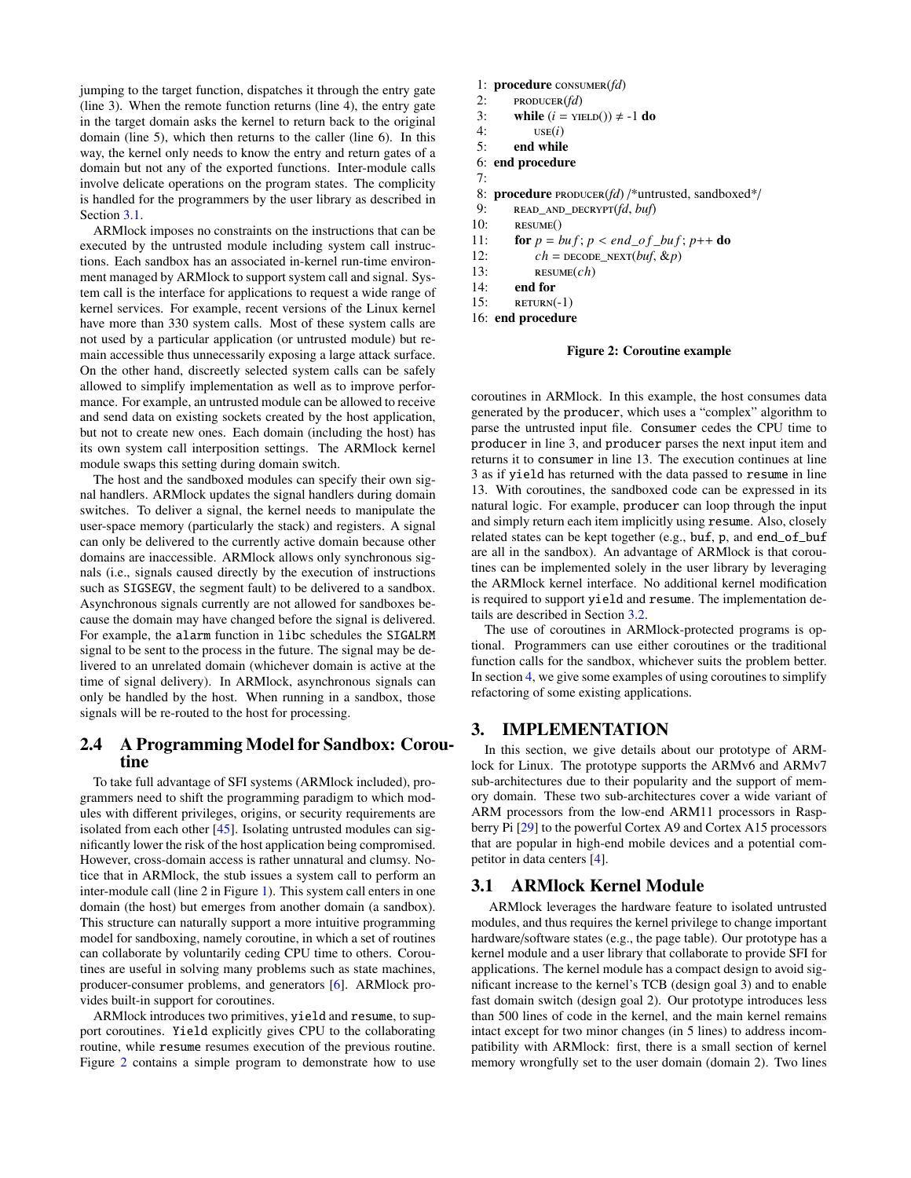jumping to the target function, dispatches it through the entry gate (line 3). When the remote function returns (line 4), the entry gate in the target domain asks the kernel to return back to the original domain (line 5), which then returns to the caller (line 6). In this way, the kernel only needs to know the entry and return gates of a domain but not any of the exported functions. Inter-module calls involve delicate operations on the program states. The complicity is handled for the programmers by the user library as described in Section 3.1.

ARMlock imposes no constraints on the instructions that can be executed by the untrusted module including system call instructions. Each sandbox has an associated in-kernel run-time environment managed by ARMlock to support system call and signal. System call is the interface for applications to request a wide range of kernel services. For example, recent versions of the Linux kernel have more than 330 system calls. Most of these system calls are not used by a particular application (or untrusted module) but remain accessible thus unnecessarily exposing a large attack surface. On the other hand, discreetly selected system calls can be safely allowed to simplify implementation as well as to improve performance. For example, an untrusted module can be allowed to receive and send data on existing sockets created by the host application, but not to create new ones. Each domain (including the host) has its own system call interposition settings. The ARMlock kernel module swaps this setting during domain switch.

The host and the sandboxed modules can specify their own signal handlers. ARMlock updates the signal handlers during domain switches. To deliver a signal, the kernel needs to manipulate the user-space memory (particularly the stack) and registers. A signal can only be delivered to the currently active domain because other domains are inaccessible. ARMlock allows only synchronous signals (i.e., signals caused directly by the execution of instructions such as `SIGSEGV`, the segment fault) to be delivered to a sandbox. Asynchronous signals currently are not allowed for sandboxes because the domain may have changed before the signal is delivered. For example, the `alarm` function in `libc` schedules the `SIGALRM` signal to be sent to the process in the future. The signal may be delivered to an unrelated domain (whichever domain is active at the time of signal delivery). In ARMlock, asynchronous signals can only be handled by the host. When running in a sandbox, those signals will be re-routed to the host for processing.

## 2.4 A Programming Model for Sandbox: Coroutine

To take full advantage of SFI systems (ARMlock included), programmers need to shift the programming paradigm to which modules with different privileges, origins, or security requirements are isolated from each other [45]. Isolating untrusted modules can significantly lower the risk of the host application being compromised. However, cross-domain access is rather unnatural and clumsy. Notice that in ARMlock, the stub issues a system call to perform an inter-module call (line 2 in Figure 1). This system call enters in one domain (the host) but emerges from another domain (a sandbox). This structure can naturally support a more intuitive programming model for sandboxing, namely coroutine, in which a set of routines can collaborate by voluntarily ceding CPU time to others. Coroutines are useful in solving many problems such as state machines, producer-consumer problems, and generators [6]. ARMlock provides built-in support for coroutines.

ARMlock introduces two primitives, `yield` and `resume`, to support coroutines. `Yield` explicitly gives CPU to the collaborating routine, while `resume` resumes execution of the previous routine. Figure 2 contains a simple program to demonstrate how to use

```
1:  procedure CONSUMER(fd)
2:      PRODUCER(fd)
3:      while (i = YIELD()) ≠ -1 do
4:          USE(i)
5:      end while
6:  end procedure
7:
8:  procedure PRODUCER(fd) /*untrusted, sandboxed*/
9:      READ_AND_DECRYPT(fd, buf)
10:     RESUME()
11:     for p = buf; p < end_of_buf; p++ do
12:         ch = DECODE_NEXT(buf, &p)
13:         RESUME(ch)
14:     end for
15:     RETURN(-1)
16: end procedure
```

**Figure 2: Coroutine example**

coroutines in ARMlock. In this example, the host consumes data generated by the `producer`, which uses a "complex" algorithm to parse the untrusted input file. `Consumer` cedes the CPU time to `producer` in line 3, and `producer` parses the next input item and returns it to `consumer` in line 13. The execution continues at line 3 as if `yield` has returned with the data passed to `resume` in line 13. With coroutines, the sandboxed code can be expressed in its natural logic. For example, `producer` can loop through the input and simply return each item implicitly using `resume`. Also, closely related states can be kept together (e.g., `buf`, `p`, and `end_of_buf` are all in the sandbox). An advantage of ARMlock is that coroutines can be implemented solely in the user library by leveraging the ARMlock kernel interface. No additional kernel modification is required to support `yield` and `resume`. The implementation details are described in Section 3.2.

The use of coroutines in ARMlock-protected programs is optional. Programmers can use either coroutines or the traditional function calls for the sandbox, whichever suits the problem better. In section 4, we give some examples of using coroutines to simplify refactoring of some existing applications.

# 3. IMPLEMENTATION

In this section, we give details about our prototype of ARMlock for Linux. The prototype supports the ARMv6 and ARMv7 sub-architectures due to their popularity and the support of memory domain. These two sub-architectures cover a wide variant of ARM processors from the low-end ARM11 processors in Raspberry Pi [29] to the powerful Cortex A9 and Cortex A15 processors that are popular in high-end mobile devices and a potential competitor in data centers [4].

## 3.1 ARMlock Kernel Module

ARMlock leverages the hardware feature to isolated untrusted modules, and thus requires the kernel privilege to change important hardware/software states (e.g., the page table). Our prototype has a kernel module and a user library that collaborate to provide SFI for applications. The kernel module has a compact design to avoid significant increase to the kernel's TCB (design goal 3) and to enable fast domain switch (design goal 2). Our prototype introduces less than 500 lines of code in the kernel, and the main kernel remains intact except for two minor changes (in 5 lines) to address incompatibility with ARMlock: first, there is a small section of kernel memory wrongfully set to the user domain (domain 2). Two lines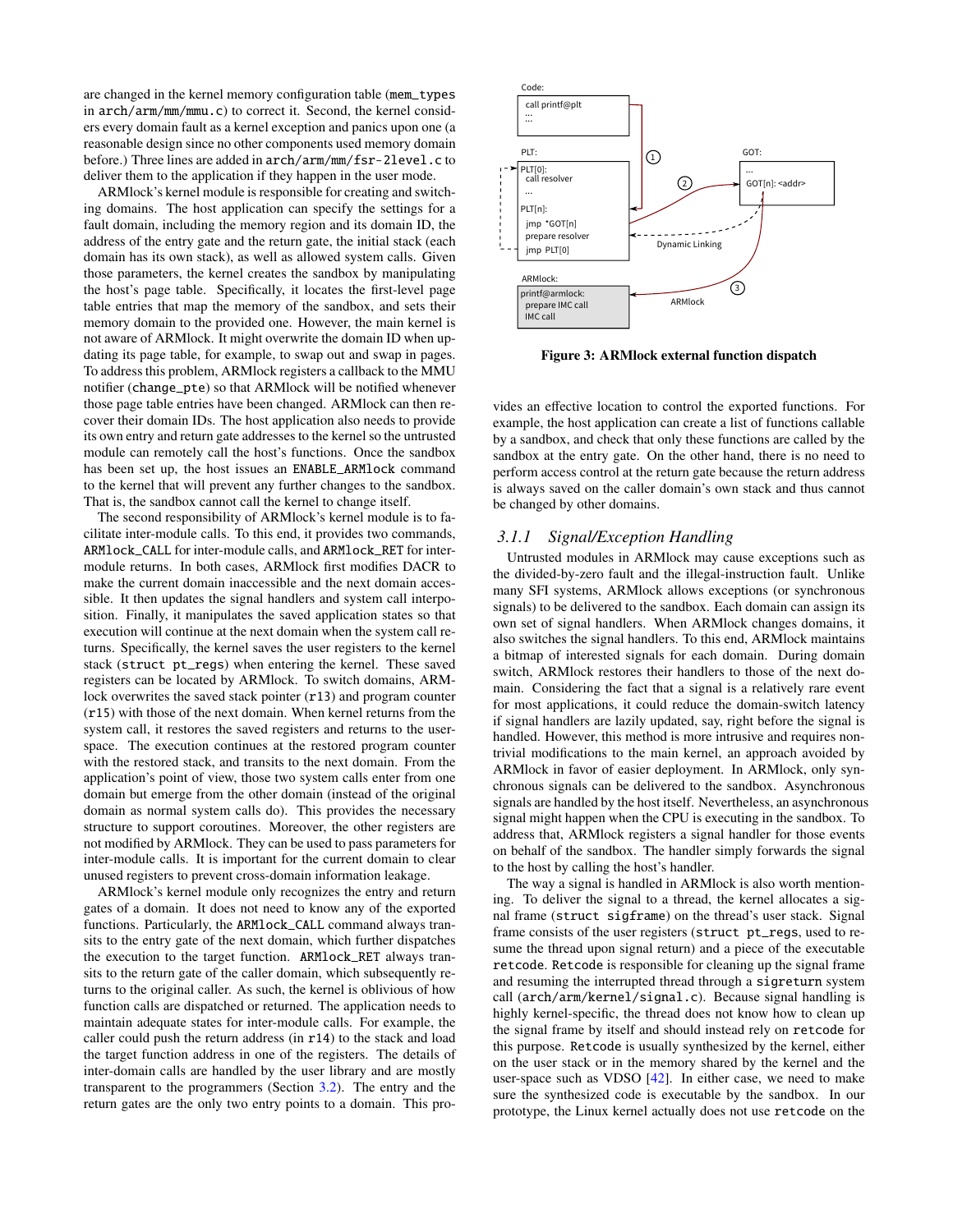are changed in the kernel memory configuration table (`mem_types` in `arch/arm/mm/mmu.c`) to correct it. Second, the kernel considers every domain fault as a kernel exception and panics upon one (a reasonable design since no other components used memory domain before.) Three lines are added in `arch/arm/mm/fsr-2level.c` to deliver them to the application if they happen in the user mode.

ARMlock's kernel module is responsible for creating and switching domains. The host application can specify the settings for a fault domain, including the memory region and its domain ID, the address of the entry gate and the return gate, the initial stack (each domain has its own stack), as well as allowed system calls. Given those parameters, the kernel creates the sandbox by manipulating the host's page table. Specifically, it locates the first-level page table entries that map the memory of the sandbox, and sets their memory domain to the provided one. However, the main kernel is not aware of ARMlock. It might overwrite the domain ID when updating its page table, for example, to swap out and swap in pages. To address this problem, ARMlock registers a callback to the MMU notifier (`change_pte`) so that ARMlock will be notified whenever those page table entries have been changed. ARMlock can then recover their domain IDs. The host application also needs to provide its own entry and return gate addresses to the kernel so the untrusted module can remotely call the host's functions. Once the sandbox has been set up, the host issues an `ENABLE_ARMlock` command to the kernel that will prevent any further changes to the sandbox. That is, the sandbox cannot call the kernel to change itself.

The second responsibility of ARMlock's kernel module is to facilitate inter-module calls. To this end, it provides two commands, `ARMlock_CALL` for inter-module calls, and `ARMlock_RET` for inter-module returns. In both cases, ARMlock first modifies DACR to make the current domain inaccessible and the next domain accessible. It then updates the signal handlers and system call interposition. Finally, it manipulates the saved application states so that execution will continue at the next domain when the system call returns. Specifically, the kernel saves the user registers to the kernel stack (`struct pt_regs`) when entering the kernel. These saved registers can be located by ARMlock. To switch domains, ARMlock overwrites the saved stack pointer (`r13`) and program counter (`r15`) with those of the next domain. When kernel returns from the system call, it restores the saved registers and returns to the user-space. The execution continues at the restored program counter with the restored stack, and thus transits to the next domain. From the application's point of view, those two system calls enter from one domain but emerge from the other domain (instead of the original domain as normal system calls do). This provides the necessary structure to support coroutines. Moreover, the other registers are not modified by ARMlock. They can be used to pass parameters for inter-module calls. It is important for the current domain to clear unused registers to prevent cross-domain information leakage.

ARMlock's kernel module only recognizes the entry and return gates of a domain. It does not need to know any of the exported functions. Particularly, the `ARMlock_CALL` command always transits to the entry gate of the next domain, which further dispatches the execution to the target function. `ARMlock_RET` always transits to the return gate of the caller domain, which subsequently returns to the original caller. As such, the kernel is oblivious of how function calls are dispatched or returned. The application needs to maintain adequate states for inter-module calls. For example, the caller could push the return address (in `r14`) to the stack and load the target function address in one of the registers. The details of inter-domain calls are handled by the user library and are mostly transparent to the programmers (Section 3.2). The entry and the return gates are the only two entry points to a domain. This provides an effective location to control the exported functions. For example, the host application can create a list of functions callable by a sandbox, and check that only these functions are called by the sandbox at the entry gate. On the other hand, there is no need to perform access control at the return gate because the return address is always saved on the caller domain's own stack and thus cannot be changed by other domains.

Code:
call printf@plt
...

PLT:
PLT[0]:
call resolver
...
PLT[n]:
jmp *GOT[n]
prepare resolver
jmp PLT[0]

GOT:
...
GOT[n]: <addr>

ARMlock:
printf@armlock:
prepare IMC call
IMC call

1
2
3
Dynamic Linking
ARMlock

**Figure 3: ARMlock external function dispatch**

### *3.1.1 Signal/Exception Handling*

Untrusted modules in ARMlock may cause exceptions such as the divided-by-zero fault and the illegal-instruction fault. Unlike many SFI systems, ARMlock allows exceptions (or synchronous signals) to be delivered to the sandbox. Each domain can assign its own set of signal handlers. When ARMlock changes domains, it also switches the signal handlers. To this end, ARMlock maintains a bitmap of interested signals for each domain. During domain switch, ARMlock restores their handlers to those of the next domain. Considering the fact that a signal is a relatively rare event for most applications, it could reduce the domain-switch latency if signal handlers are lazily updated, say, right before the signal is handled. However, this method is more intrusive and requires non-trivial modifications to the main kernel, an approach avoided by ARMlock in favor of easier deployment. In ARMlock, only synchronous signals can be delivered to the sandbox. Asynchronous signals are handled by the host itself. Nevertheless, an asynchronous signal might happen when the CPU is executing in the sandbox. To address that, ARMlock registers a signal handler for those events on behalf of the sandbox. The handler simply forwards the signal to the host by calling the host's handler.

The way a signal is handled in ARMlock is also worth mentioning. To deliver the signal to a thread, the kernel allocates a signal frame (`struct sigframe`) on the thread's user stack. Signal frame consists of the user registers (`struct pt_regs`, used to resume the thread upon signal return) and a piece of the executable `retcode`. `Retcode` is responsible for cleaning up the signal frame and resuming the interrupted thread through a `sigreturn` system call (`arch/arm/kernel/signal.c`). Because signal handling is highly kernel-specific, the thread does not know how to clean up the signal frame by itself and should instead rely on `retcode` for this purpose. `Retcode` is usually synthesized by the kernel, either on the user stack or in the memory shared by the kernel and the user-space such as VDSO [42]. In either case, we need to make sure the synthesized code is executable by the sandbox. In our prototype, the Linux kernel actually does not use `retcode` on the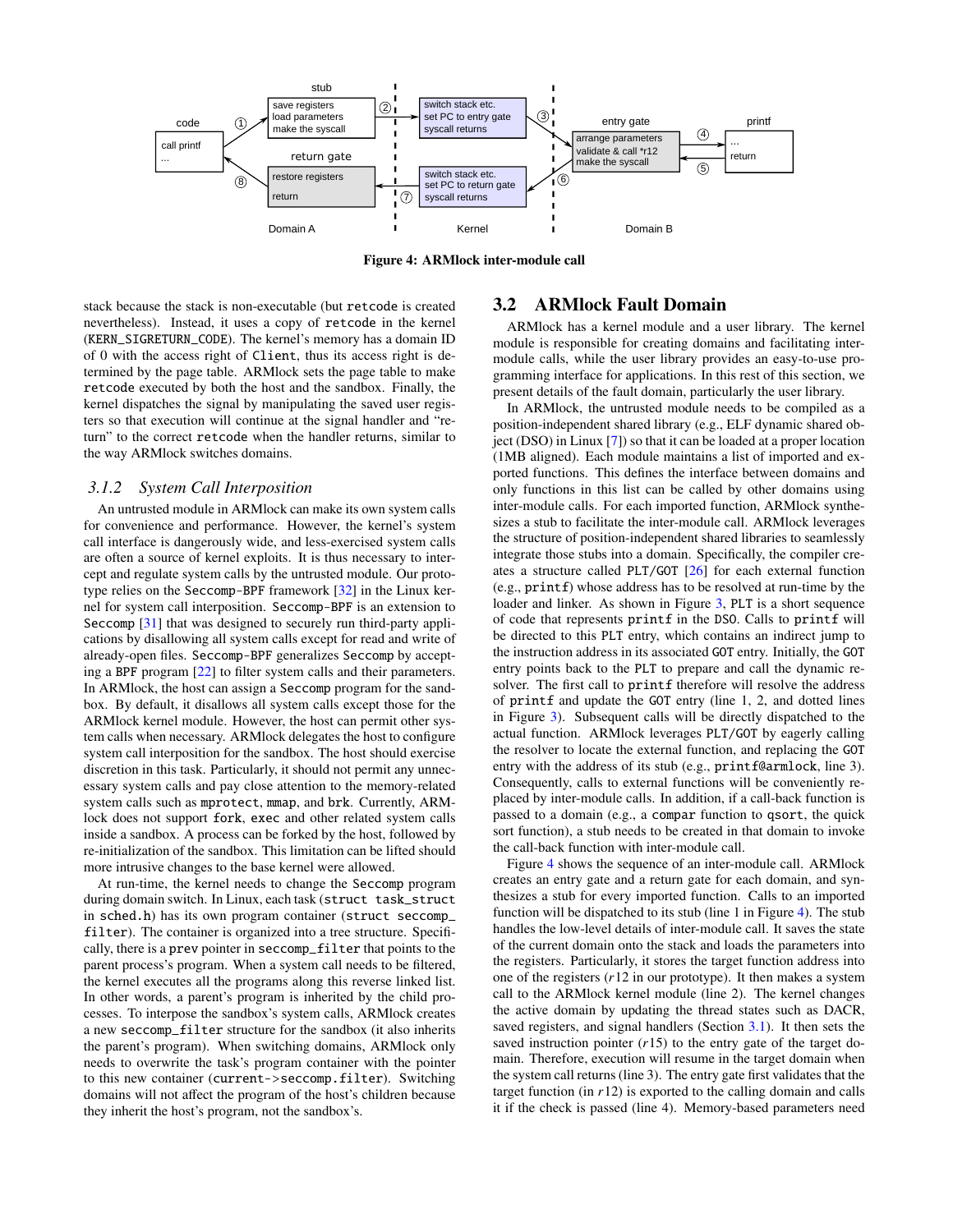Figure 4: ARMlock inter-module call

stack because the stack is non-executable (but `retcode` is created nevertheless). Instead, it uses a copy of `retcode` in the kernel (`KERN_SIGRETURN_CODE`). The kernel's memory has a domain ID of 0 with the access right of `Client`, thus its access right is determined by the page table. ARMlock sets the page table to make `retcode` executed by both the host and the sandbox. Finally, the kernel dispatches the signal by manipulating the saved user registers so that execution will continue at the signal handler and "return" to the correct `retcode` when the handler returns, similar to the way ARMlock switches domains.

### *3.1.2 System Call Interposition*

An untrusted module in ARMlock can make its own system calls for convenience and performance. However, the kernel's system call interface is dangerously wide, and less-exercised system calls are often a source of kernel exploits. It is thus necessary to intercept and regulate system calls by the untrusted module. Our prototype relies on the `Seccomp-BPF` framework [32] in the Linux kernel for system call interposition. `Seccomp-BPF` is an extension to `Seccomp` [31] that was designed to securely run third-party applications by disallowing all system calls except for read and write of already-open files. `Seccomp-BPF` generalizes `Seccomp` by accepting a `BPF` program [22] to filter system calls and their parameters. In ARMlock, the host can assign a `Seccomp` program for the sandbox. By default, it disallows all system calls except those for the ARMlock kernel module. However, the host can permit other system calls when necessary. ARMlock delegates the host to configure system call interposition for the sandbox. The host should exercise discretion in this task. Particularly, it should not permit any unnecessary system calls and pay close attention to the memory-related system calls such as `mprotect`, `mmap`, and `brk`. Currently, ARMlock does not support `fork`, `exec` and other related system calls inside a sandbox. A process can be forked by the host, followed by re-initialization of the sandbox. This limitation can be lifted should more intrusive changes to the base kernel were allowed.

At run-time, the kernel needs to change the `Seccomp` program during domain switch. In Linux, each task (`struct task_struct` in `sched.h`) has its own program container (`struct seccomp_filter`). The container is organized into a tree structure. Specifically, there is a `prev` pointer in `seccomp_filter` that points to the parent process's program. When a system call needs to be filtered, the kernel executes all the programs along this reverse linked list. In other words, a parent's program is inherited by the child processes. To interpose the sandbox's system calls, ARMlock creates a new `seccomp_filter` structure for the sandbox (it also inherits the parent's program). When switching domains, ARMlock only needs to overwrite the task's program container with the pointer to this new container (`current->seccomp.filter`). Switching domains will not affect the program of the host's children because they inherit the host's program, not the sandbox's.

## 3.2 ARMlock Fault Domain

ARMlock has a kernel module and a user library. The kernel module is responsible for creating domains and facilitating inter-module calls, while the user library provides an easy-to-use programming interface for applications. In this rest of this section, we present details of the fault domain, particularly the user library.

In ARMlock, the untrusted module needs to be compiled as a position-independent shared library (e.g., ELF dynamic shared object (DSO) in Linux [7]) so that it can be loaded at a proper location (1MB aligned). Each module maintains a list of imported and exported functions. This defines the interface between domains and only functions in this list can be called by other domains using inter-module calls. For each imported function, ARMlock synthesizes a stub to facilitate the inter-module call. ARMlock leverages the structure of position-independent shared libraries to seamlessly integrate those stubs into a domain. Specifically, the compiler creates a structure called `PLT/GOT` [26] for each external function (e.g., `printf`) whose address has to be resolved at run-time by the loader and linker. As shown in Figure 3, `PLT` is a short sequence of code that represents `printf` in the `DSO`. Calls to `printf` will be directed to this `PLT` entry, which contains an indirect jump to the instruction address in its associated `GOT` entry. Initially, the `GOT` entry points back to the `PLT` to prepare and call the dynamic resolver. The first call to `printf` therefore will resolve the address of `printf` and update the `GOT` entry (line 1, 2, and dotted lines in Figure 3). Subsequent calls will be directly dispatched to the actual function. ARMlock leverages `PLT/GOT` by eagerly calling the resolver to locate the external function, and replacing the `GOT` entry with the address of its stub (e.g., `printf@armlock`, line 3). Consequently, calls to external functions will be conveniently replaced by inter-module calls. In addition, if a call-back function is passed to a domain (e.g., a `compar` function to `qsort`, the quick sort function), a stub needs to be created in that domain to invoke the call-back function with inter-module call.

Figure 4 shows the sequence of an inter-module call. ARMlock creates an entry gate and a return gate for each domain, and synthesizes a stub for every imported function. Calls to an imported function will be dispatched to its stub (line 1 in Figure 4). The stub handles the low-level details of inter-module call. It saves the state of the current domain onto the stack and loads the parameters into the registers. Particularly, it stores the target function address into one of the registers ($r12$ in our prototype). It then makes a system call to the ARMlock kernel module (line 2). The kernel changes the active domain by updating the thread states such as DACR, saved registers, and signal handlers (Section 3.1). It then sets the saved instruction pointer ($r15$) to the entry gate of the target domain. Therefore, execution will resume in the target domain when the system call returns (line 3). The entry gate first validates that the target function (in $r12$) is exported to the calling domain and calls it if the check is passed (line 4). Memory-based parameters need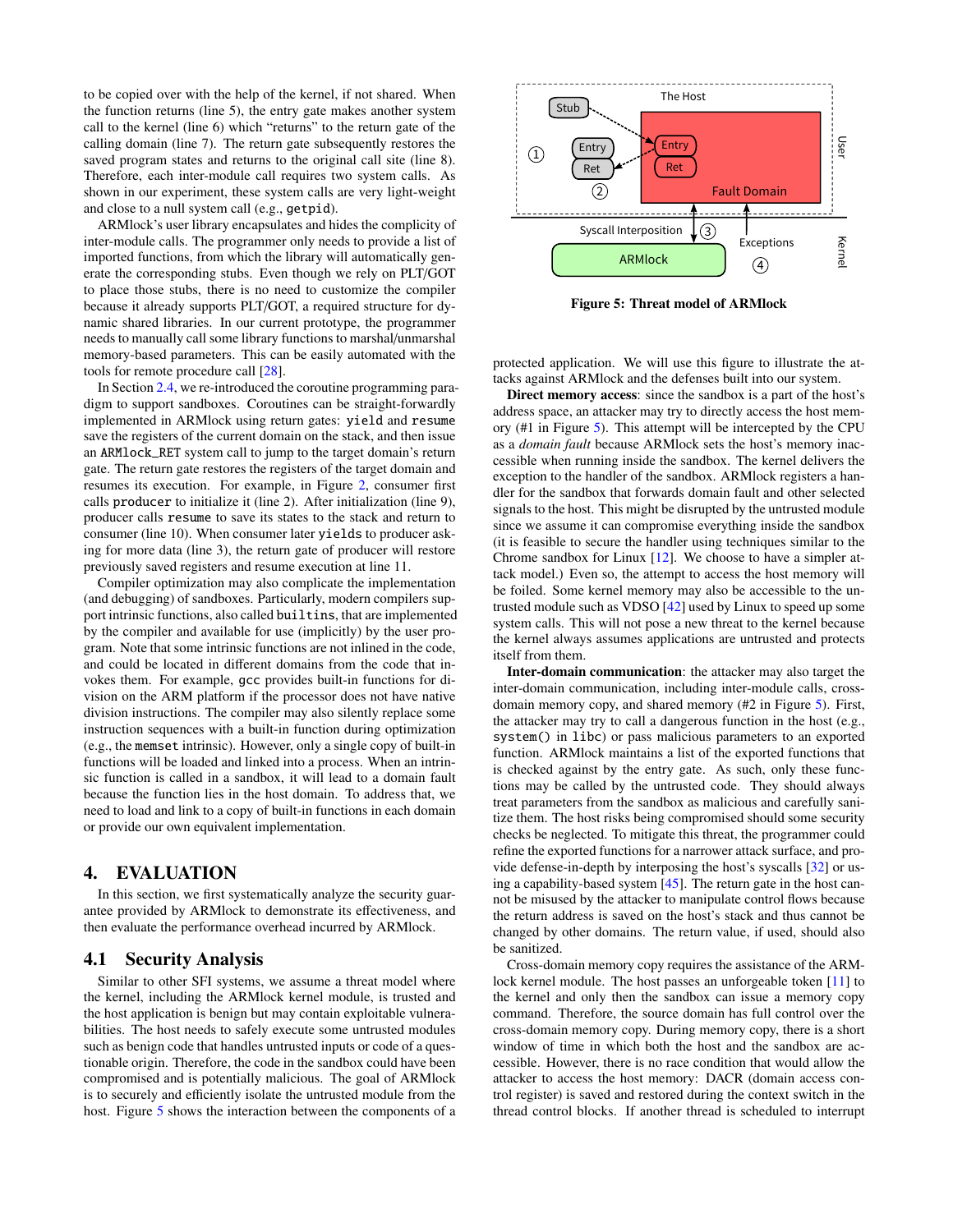to be copied over with the help of the kernel, if not shared. When the function returns (line 5), the entry gate makes another system call to the kernel (line 6) which "returns" to the return gate of the calling domain (line 7). The return gate subsequently restores the saved program states and returns to the original call site (line 8). Therefore, each inter-module call requires two system calls. As shown in our experiment, these system calls are very light-weight and close to a null system call (e.g., `getpid`).

ARMlock's user library encapsulates and hides the complicity of inter-module calls. The programmer only needs to provide a list of imported functions, from which the library will automatically generate the corresponding stubs. Even though we rely on PLT/GOT to place those stubs, there is no need to customize the compiler because it already supports PLT/GOT, a required structure for dynamic shared libraries. In our current prototype, the programmer needs to manually call some library functions to marshal/unmarshal memory-based parameters. This can be easily automated with the tools for remote procedure call [28].

In Section 2.4, we re-introduced the coroutine programming paradigm to support sandboxes. Coroutines can be straight-forwardly implemented in ARMlock using return gates: `yield` and `resume` save the registers of the current domain on the stack, and then issue an `ARMlock_RET` system call to jump to the target domain's return gate. The return gate restores the registers of the target domain and resumes its execution. For example, in Figure 2, consumer first calls `producer` to initialize it (line 2). After initialization (line 9), producer calls `resume` to save its states to the stack and return to consumer (line 10). When consumer later `yields` to producer asking for more data (line 3), the return gate of producer will restore previously saved registers and resume execution at line 11.

Compiler optimization may also complicate the implementation (and debugging) of sandboxes. Particularly, modern compilers support intrinsic functions, also called `builtins`, that are implemented by the compiler and available for use (implicitly) by the user program. Note that some intrinsic functions are not inlined in the code, and could be located in different domains from the code that invokes them. For example, `gcc` provides built-in functions for division on the ARM platform if the processor does not have native division instructions. The compiler may also silently replace some instruction sequences with a built-in function during optimization (e.g., the `memset` intrinsic). However, only a single copy of built-in functions will be loaded and linked into a process. When an intrinsic function is called in a sandbox, it will lead to a domain fault because the function lies in the host domain. To address that, we need to load and link to a copy of built-in functions in each domain or provide our own equivalent implementation.

# 4. EVALUATION

In this section, we first systematically analyze the security guarantee provided by ARMlock to demonstrate its effectiveness, and then evaluate the performance overhead incurred by ARMlock.

## 4.1 Security Analysis

Similar to other SFI systems, we assume a threat model where the kernel, including the ARMlock kernel module, is trusted and the host application is benign but may contain exploitable vulnerabilities. The host needs to safely execute some untrusted modules such as benign code that handles untrusted inputs or code of a questionable origin. Therefore, the code in the sandbox could have been compromised and is potentially malicious. The goal of ARMlock is to securely and efficiently isolate the untrusted module from the host. Figure 5 shows the interaction between the components of a protected application. We will use this figure to illustrate the attacks against ARMlock and the defenses built into our system.

**Figure 5: Threat model of ARMlock**

**Direct memory access**: since the sandbox is a part of the host's address space, an attacker may try to directly access the host memory (#1 in Figure 5). This attempt will be intercepted by the CPU as a *domain fault* because ARMlock sets the host's memory inaccessible when running inside the sandbox. The kernel delivers the exception to the handler of the sandbox. ARMlock registers a handler for the sandbox that forwards domain fault and other selected signals to the host. This might be disrupted by the untrusted module since we assume it can compromise everything inside the sandbox (it is feasible to secure the handler using techniques similar to the Chrome sandbox for Linux [12]. We choose to have a simpler attack model.) Even so, the attempt to access the host memory will be foiled. Some kernel memory may also be accessible to the untrusted module such as VDSO [42] used by Linux to speed up some system calls. This will not pose a new threat to the kernel because the kernel always assumes applications are untrusted and protects itself from them.

**Inter-domain communication**: the attacker may also target the inter-domain communication, including inter-module calls, cross-domain memory copy, and shared memory (#2 in Figure 5). First, the attacker may try to call a dangerous function in the host (e.g., `system()` in `libc`) or pass malicious parameters to an exported function. ARMlock maintains a list of the exported functions that is checked against by the entry gate. As such, only these functions may be called by the untrusted code. They should always treat parameters from the sandbox as malicious and carefully sanitize them. The host risks being compromised should some security checks be neglected. To mitigate this threat, the programmer could refine the exported functions for a narrower attack surface, and provide defense-in-depth by interposing the host's syscalls [32] or using a capability-based system [45]. The return gate in the host cannot be misused by the attacker to manipulate control flows because the return address is saved on the host's stack and thus cannot be changed by other domains. The return value, if used, should also be sanitized.

Cross-domain memory copy requires the assistance of the ARMlock kernel module. The host passes an unforgeable token [11] to the kernel and only then the sandbox can issue a memory copy command. Therefore, the source domain has full control over the cross-domain memory copy. During memory copy, there is a short window of time in which both the host and the sandbox are accessible. However, there is no race condition that would allow the attacker to access the host memory: DACR (domain access control register) is saved and restored during the context switch in the thread control blocks. If another thread is scheduled to interrupt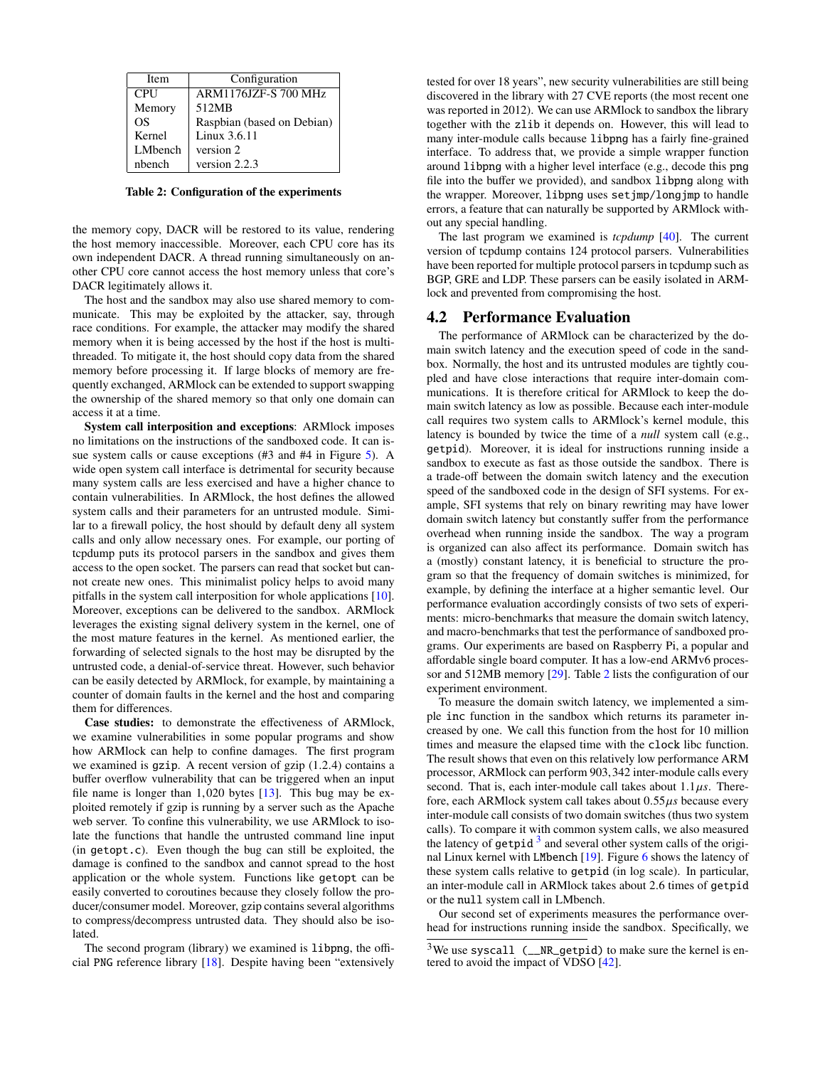| Item | Configuration |
|---|---|
| CPU | ARM1176JZF-S 700 MHz |
| Memory | 512MB |
| OS | Raspbian (based on Debian) |
| Kernel | Linux 3.6.11 |
| LMbench | version 2 |
| nbench | version 2.2.3 |

**Table 2: Configuration of the experiments**

the memory copy, DACR will be restored to its value, rendering the host memory inaccessible. Moreover, each CPU core has its own independent DACR. A thread running simultaneously on another CPU core cannot access the host memory unless that core's DACR legitimately allows it.

The host and the sandbox may also use shared memory to communicate. This may be exploited by the attacker, say, through race conditions. For example, the attacker may modify the shared memory when it is being accessed by the host if the host is multi-threaded. To mitigate it, the host should copy data from the shared memory before processing it. If large blocks of memory are frequently exchanged, ARMlock can be extended to support swapping the ownership of the shared memory so that only one domain can access it at a time.

**System call interposition and exceptions**: ARMlock imposes no limitations on the instructions of the sandboxed code. It can issue system calls or cause exceptions (#3 and #4 in Figure 5). A wide open system call interface is detrimental for security because many system calls are less exercised and have a higher chance to contain vulnerabilities. In ARMlock, the host defines the allowed system calls and their parameters for an untrusted module. Similar to a firewall policy, the host should by default deny all system calls and only allow necessary ones. For example, our porting of tcpdump puts its protocol parsers in the sandbox and gives them access to the open socket. The parsers can read that socket but cannot create new ones. This minimalist policy helps to avoid many pitfalls in the system call interposition for whole applications [10]. Moreover, exceptions can be delivered to the sandbox. ARMlock leverages the existing signal delivery system in the kernel, one of the most mature features in the kernel. As mentioned earlier, the forwarding of selected signals to the host may be disrupted by the untrusted code, a denial-of-service threat. However, such behavior can be easily detected by ARMlock, for example, by maintaining a counter of domain faults in the kernel and the host and comparing them for differences.

**Case studies:** to demonstrate the effectiveness of ARMlock, we examine vulnerabilities in some popular programs and show how ARMlock can help to confine damages. The first program we examined is `gzip`. A recent version of gzip (1.2.4) contains a buffer overflow vulnerability that can be triggered when an input file name is longer than 1,020 bytes [13]. This bug may be exploited remotely if gzip is running by a server such as the Apache web server. To confine this vulnerability, we use ARMlock to isolate the functions that handle the untrusted command line input (in `getopt.c`). Even though the bug can still be exploited, the damage is confined to the sandbox and cannot spread to the host application or the whole system. Functions like `getopt` can be easily converted to coroutines because they closely follow the producer/consumer model. Moreover, gzip contains several algorithms to compress/decompress untrusted data. They should also be isolated.

The second program (library) we examined is `libpng`, the official PNG reference library [18]. Despite having been "extensively tested for over 18 years", new security vulnerabilities are still being discovered in the library with 27 CVE reports (the most recent one was reported in 2012). We can use ARMlock to sandbox the library together with the `zlib` it depends on. However, this will lead to many inter-module calls because `libpng` has a fairly fine-grained interface. To address that, we provide a simple wrapper function around `libpng` with a higher level interface (e.g., decode this `png` file into the buffer we provided), and sandbox `libpng` along with the wrapper. Moreover, `libpng` uses `setjmp`/`longjmp` to handle errors, a feature that can naturally be supported by ARMlock without any special handling.

The last program we examined is *tcpdump* [40]. The current version of tcpdump contains 124 protocol parsers. Vulnerabilities have been reported for multiple protocol parsers in tcpdump such as BGP, GRE and LDP. These parsers can be easily isolated in ARMlock and prevented from compromising the host.

## 4.2 Performance Evaluation

The performance of ARMlock can be characterized by the domain switch latency and the execution speed of code in the sandbox. Normally, the host and its untrusted modules are tightly coupled and have close interactions that require inter-domain communications. It is therefore critical for ARMlock to keep the domain switch latency as low as possible. Because each inter-module call requires two system calls to ARMlock's kernel module, this latency is bounded by twice the time of a *null* system call (e.g., `getpid`). Moreover, it is ideal for instructions running inside a sandbox to execute as fast as those outside the sandbox. There is a trade-off between the domain switch latency and the execution speed of the sandboxed code in the design of SFI systems. For example, SFI systems that rely on binary rewriting may have lower domain switch latency but constantly suffer from the performance overhead when running inside the sandbox. The way a program is organized can also affect its performance. Domain switch has a (mostly) constant latency, it is beneficial to structure the program so that the frequency of domain switches is minimized, for example, by defining the interface at a higher semantic level. Our performance evaluation accordingly consists of two sets of experiments: micro-benchmarks that measure the domain switch latency, and macro-benchmarks that test the performance of sandboxed programs. Our experiments are based on Raspberry Pi, a popular and affordable single board computer. It has a low-end ARMv6 processor and 512MB memory [29]. Table 2 lists the configuration of our experiment environment.

To measure the domain switch latency, we implemented a simple `inc` function in the sandbox which returns its parameter increased by one. We call this function from the host for 10 million times and measure the elapsed time with the `clock` libc function. The result shows that even on this relatively low performance ARM processor, ARMlock can perform 903,342 inter-module calls every second. That is, each inter-module call takes about $1.1\mu s$. Therefore, each ARMlock system call takes about $0.55\mu s$ because every inter-module call consists of two domain switches (thus two system calls). To compare it with common system calls, we also measured the latency of `getpid` [3] and several other system calls of the original Linux kernel with `LMbench` [19]. Figure 6 shows the latency of these system calls relative to `getpid` (in log scale). In particular, an inter-module call in ARMlock takes about 2.6 times of `getpid` or the `null` system call in LMbench.

Our second set of experiments measures the performance overhead for instructions running inside the sandbox. Specifically, we

[3] We use `syscall (__NR_getpid)` to make sure the kernel is entered to avoid the impact of VDSO [42].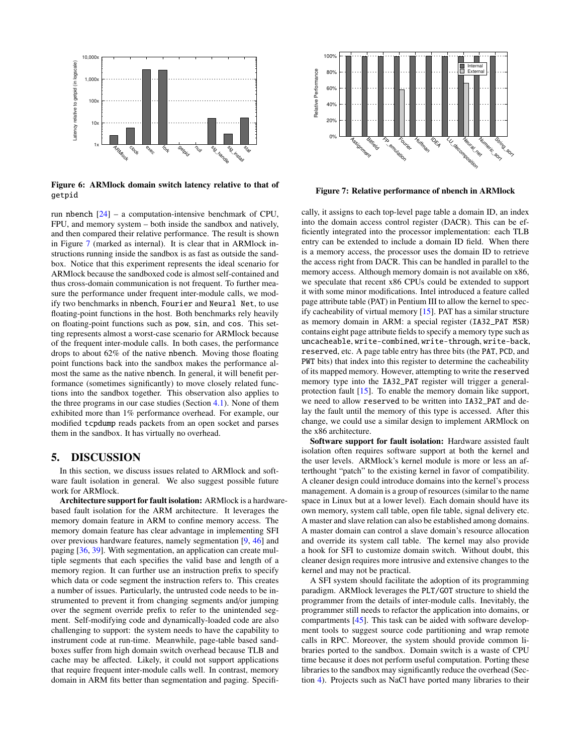**Figure 6: ARMlock domain switch latency relative to that of getpid**

**Figure 7: Relative performance of nbench in ARMlock**

run nbench [24] – a computation-intensive benchmark of CPU, FPU, and memory system – both inside the sandbox and natively, and then compared their relative performance. The result is shown in Figure 7 (marked as internal). It is clear that in ARMlock instructions running inside the sandbox is as fast as outside the sandbox. Notice that this experiment represents the ideal scenario for ARMlock because the sandboxed code is almost self-contained and thus cross-domain communication is not frequent. To further measure the performance under frequent inter-module calls, we modify two benchmarks in nbench, Fourier and Neural Net, to use floating-point functions in the host. Both benchmarks rely heavily on floating-point functions such as pow, sin, and cos. This setting represents almost a worst-case scenario for ARMlock because of the frequent inter-module calls. In both cases, the performance drops to about 62% of the native nbench. Moving those floating point functions back into the sandbox makes the performance almost the same as the native nbench. In general, it will benefit performance (sometimes significantly) to move closely related functions into the sandbox together. This observation also applies to the three programs in our case studies (Section 4.1). None of them exhibited more than 1% performance overhead. For example, our modified tcpdump reads packets from an open socket and parses them in the sandbox. It has virtually no overhead.

## 5. DISCUSSION

In this section, we discuss issues related to ARMlock and software fault isolation in general. We also suggest possible future work for ARMlock.

**Architecture support for fault isolation:** ARMlock is a hardware-based fault isolation for the ARM architecture. It leverages the memory domain feature in ARM to confine memory access. The memory domain feature has clear advantage in implementing SFI over previous hardware features, namely segmentation [9, 46] and paging [36, 39]. With segmentation, an application can create multiple segments that each specifies the valid base and length of a memory region. It can further use an instruction prefix to specify which data or code segment the instruction refers to. This creates a number of issues. Particularly, the untrusted code needs to be instrumented to prevent it from changing segments and/or jumping over the segment override prefix to refer to the unintended segment. Self-modifying code and dynamically-loaded code are also challenging to support: the system needs to have the capability to instrument code at run-time. Meanwhile, page-table based sandboxes suffer from high domain switch overhead because TLB and cache may be affected. Likely, it could not support applications that require frequent inter-module calls well. In contrast, memory domain in ARM fits better than segmentation and paging. Specifically, it assigns to each top-level page table a domain ID, an index into the domain access control register (DACR). This can be efficiently integrated into the processor implementation: each TLB entry can be extended to include a domain ID field. When there is a memory access, the processor uses the domain ID to retrieve the access right from DACR. This can be handled in parallel to the memory access. Although memory domain is not available on x86, we speculate that recent x86 CPUs could be extended to support it with some minor modifications. Intel introduced a feature called page attribute table (PAT) in Pentium III to allow the kernel to specify cacheability of virtual memory [15]. PAT has a similar structure as memory domain in ARM: a special register (IA32_PAT MSR) contains eight page attribute fields to specify a memory type such as uncacheable, write-combined, write-through, write-back, reserved, etc. A page table entry has three bits (the PAT, PCD, and PWT bits) that index into this register to determine the cacheability of its mapped memory. However, attempting to write the reserved memory type into the IA32_PAT register will trigger a general-protection fault [15]. To enable the memory domain like support, we need to allow reserved to be written into IA32_PAT and delay the fault until the memory of this type is accessed. After this change, we could use a similar design to implement ARMlock on the x86 architecture.

**Software support for fault isolation:** Hardware assisted fault isolation often requires software support at both the kernel and the user levels. ARMlock's kernel module is more or less an afterthought "patch" to the existing kernel in favor of compatibility. A cleaner design could introduce domains into the kernel's process management. A domain is a group of resources (similar to the name space in Linux but at a lower level). Each domain should have its own memory, system call table, open file table, signal delivery etc. A master and slave relation can also be established among domains. A master domain can control a slave domain's resource allocation and override its system call table. The kernel may also provide a hook for SFI to customize domain switch. Without doubt, this cleaner design requires more intrusive and extensive changes to the kernel and may not be practical.

A SFI system should facilitate the adoption of its programming paradigm. ARMlock leverages the PLT/GOT structure to shield the programmer from the details of inter-module calls. Inevitably, the programmer still needs to refactor the application into domains, or compartments [45]. This task can be aided with software development tools to suggest source code partitioning and wrap remote calls in RPC. Moreover, the system should provide common libraries ported to the sandbox. Domain switch is a waste of CPU time because it does not perform useful computation. Porting these libraries to the sandbox may significantly reduce the overhead (Section 4). Projects such as NaCl have ported many libraries to their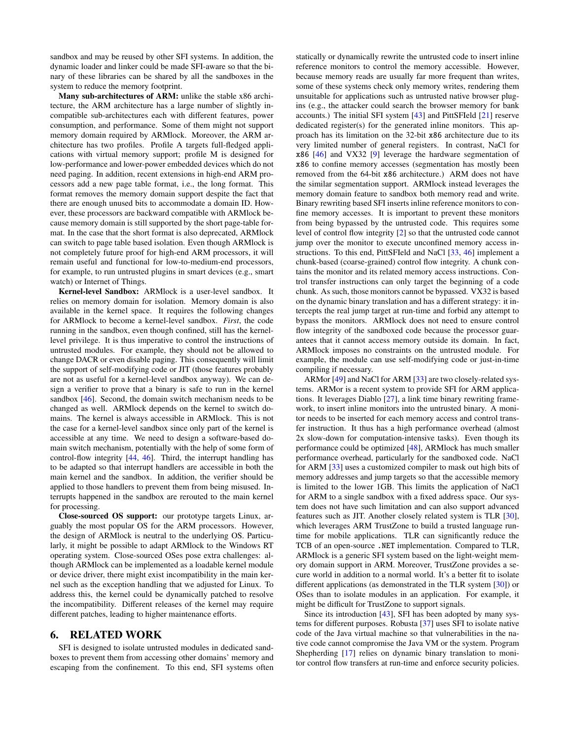sandbox and may be reused by other SFI systems. In addition, the dynamic loader and linker could be made SFI-aware so that the binary of these libraries can be shared by all the sandboxes in the system to reduce the memory footprint.

**Many sub-architectures of ARM:** unlike the stable x86 architecture, the ARM architecture has a large number of slightly incompatible sub-architectures each with different features, power consumption, and performance. Some of them might not support memory domain required by ARMlock. Moreover, the ARM architecture has two profiles. Profile A targets full-fledged applications with virtual memory support; profile M is designed for low-performance and lower-power embedded devices which do not need paging. In addition, recent extensions in high-end ARM processors add a new page table format, i.e., the long format. This format removes the memory domain support despite the fact that there are enough unused bits to accommodate a domain ID. However, these processors are backward compatible with ARMlock because memory domain is still supported by the short page-table format. In the case that the short format is also deprecated, ARMlock can switch to page table based isolation. Even though ARMlock is not completely future proof for high-end ARM processors, it will remain useful and functional for low-to-medium-end processors, for example, to run untrusted plugins in smart devices (e.g., smart watch) or Internet of Things.

**Kernel-level Sandbox:** ARMlock is a user-level sandbox. It relies on memory domain for isolation. Memory domain is also available in the kernel space. It requires the following changes for ARMlock to become a kernel-level sandbox. *First*, the code running in the sandbox, even though confined, still has the kernel-level privilege. It is thus imperative to control the instructions of untrusted modules. For example, they should not be allowed to change DACR or even disable paging. This consequently will limit the support of self-modifying code or JIT (those features probably are not as useful for a kernel-level sandbox anyway). We can design a verifier to prove that a binary is safe to run in the kernel sandbox [46]. Second, the domain switch mechanism needs to be changed as well. ARMlock depends on the kernel to switch domains. The kernel is always accessible in ARMlock. This is not the case for a kernel-level sandbox since only part of the kernel is accessible at any time. We need to design a software-based domain switch mechanism, potentially with the help of some form of control-flow integrity [44, 46]. Third, the interrupt handling has to be adapted so that interrupt handlers are accessible in both the main kernel and the sandbox. In addition, the verifier should be applied to those handlers to prevent them from being misused. Interrupts happened in the sandbox are rerouted to the main kernel for processing.

**Close-sourced OS support:** our prototype targets Linux, arguably the most popular OS for the ARM processors. However, the design of ARMlock is neutral to the underlying OS. Particularly, it might be possible to adapt ARMlock to the Windows RT operating system. Close-sourced OSes pose extra challenges: although ARMlock can be implemented as a loadable kernel module or device driver, there might exist incompatibility in the main kernel such as the exception handling that we adjusted for Linux. To address this, the kernel could be dynamically patched to resolve the incompatibility. Different releases of the kernel may require different patches, leading to higher maintenance efforts.

## 6. RELATED WORK

SFI is designed to isolate untrusted modules in dedicated sandboxes to prevent them from accessing other domains' memory and escaping from the confinement. To this end, SFI systems often statically or dynamically rewrite the untrusted code to insert inline reference monitors to control the memory accessible. However, because memory reads are usually far more frequent than writes, some of these systems check only memory writes, rendering them unsuitable for applications such as untrusted native browser plugins (e.g., the attacker could search the browser memory for bank accounts.) The initial SFI system [43] and PittSFIeld [21] reserve dedicated register(s) for the generated inline monitors. This approach has its limitation on the 32-bit `x86` architecture due to its very limited number of general registers. In contrast, NaCl for `x86` [46] and VX32 [9] leverage the hardware segmentation of `x86` to confine memory accesses (segmentation has mostly been removed from the 64-bit `x86` architecture.) ARM does not have the similar segmentation support. ARMlock instead leverages the memory domain feature to sandbox both memory read and write. Binary rewriting based SFI inserts inline reference monitors to confine memory accesses. It is important to prevent these monitors from being bypassed by the untrusted code. This requires some level of control flow integrity [2] so that the untrusted code cannot jump over the monitor to execute unconfined memory access instructions. To this end, PittSFIeld and NaCl [33, 46] implement a chunk-based (coarse-grained) control flow integrity. A chunk contains the monitor and its related memory access instructions. Control transfer instructions can only target the beginning of a code chunk. As such, those monitors cannot be bypassed. VX32 is based on the dynamic binary translation and has a different strategy: it intercepts the real jump target at run-time and forbid any attempt to bypass the monitors. ARMlock does not need to ensure control flow integrity of the sandboxed code because the processor guarantees that it cannot access memory outside its domain. In fact, ARMlock imposes no constraints on the untrusted module. For example, the module can use self-modifying code or just-in-time compiling if necessary.

ARMor [49] and NaCl for ARM [33] are two closely-related systems. ARMor is a recent system to provide SFI for ARM applications. It leverages Diablo [27], a link time binary rewriting framework, to insert inline monitors into the untrusted binary. A monitor needs to be inserted for each memory access and control transfer instruction. It thus has a high performance overhead (almost 2x slow-down for computation-intensive tasks). Even though its performance could be optimized [48], ARMlock has much smaller performance overhead, particularly for the sandboxed code. NaCl for ARM [33] uses a customized compiler to mask out high bits of memory addresses and jump targets so that the accessible memory is limited to the lower 1GB. This limits the application of NaCl for ARM to a single sandbox with a fixed address space. Our system does not have such limitation and can also support advanced features such as JIT. Another closely related system is TLR [30], which leverages ARM TrustZone to build a trusted language runtime for mobile applications. TLR can significantly reduce the TCB of an open-source `.NET` implementation. Compared to TLR, ARMlock is a generic SFI system based on the light-weight memory domain support in ARM. Moreover, TrustZone provides a secure world in addition to a normal world. It's a better fit to isolate different applications (as demonstrated in the TLR system [30]) or OSes than to isolate modules in an application. For example, it might be difficult for TrustZone to support signals.

Since its introduction [43], SFI has been adopted by many systems for different purposes. Robusta [37] uses SFI to isolate native code of the Java virtual machine so that vulnerabilities in the native code cannot compromise the Java VM or the system. Program Shepherding [17] relies on dynamic binary translation to monitor control flow transfers at run-time and enforce security policies.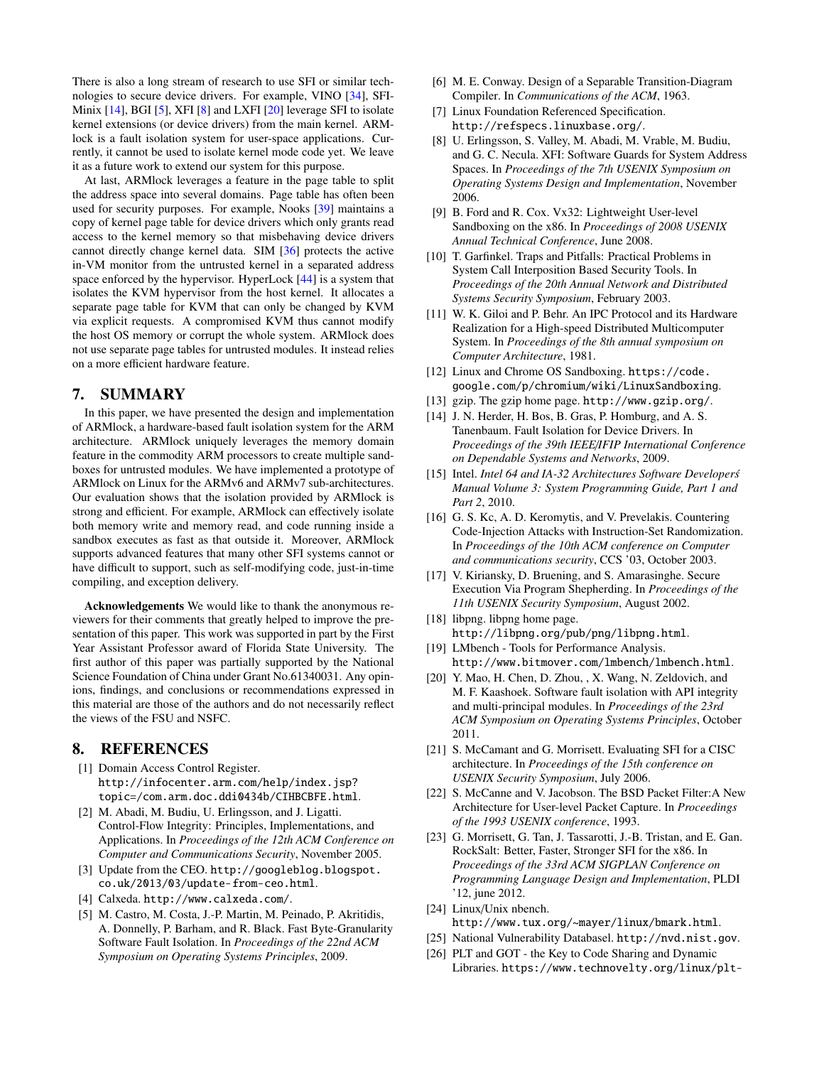There is also a long stream of research to use SFI or similar technologies to secure device drivers. For example, VINO [34], SFI-Minix [14], BGI [5], XFI [8] and LXFI [20] leverage SFI to isolate kernel extensions (or device drivers) from the main kernel. ARMlock is a fault isolation system for user-space applications. Currently, it cannot be used to isolate kernel mode code yet. We leave it as a future work to extend our system for this purpose.

At last, ARMlock leverages a feature in the page table to split the address space into several domains. Page table has often been used for security purposes. For example, Nooks [39] maintains a copy of kernel page table for device drivers which only grants read access to the kernel memory so that misbehaving device drivers cannot directly change kernel data. SIM [36] protects the active in-VM monitor from the untrusted kernel in a separated address space enforced by the hypervisor. HyperLock [44] is a system that isolates the KVM hypervisor from the host kernel. It allocates a separate page table for KVM that can only be changed by KVM via explicit requests. A compromised KVM thus cannot modify the host OS memory or corrupt the whole system. ARMlock does not use separate page tables for untrusted modules. It instead relies on a more efficient hardware feature.

## 7. SUMMARY

In this paper, we have presented the design and implementation of ARMlock, a hardware-based fault isolation system for the ARM architecture. ARMlock uniquely leverages the memory domain feature in the commodity ARM processors to create multiple sandboxes for untrusted modules. We have implemented a prototype of ARMlock on Linux for the ARMv6 and ARMv7 sub-architectures. Our evaluation shows that the isolation provided by ARMlock is strong and efficient. For example, ARMlock can effectively isolate both memory write and memory read, and code running inside a sandbox executes as fast as that outside it. Moreover, ARMlock supports advanced features that many other SFI systems cannot or have difficult to support, such as self-modifying code, just-in-time compiling, and exception delivery.

**Acknowledgements** We would like to thank the anonymous reviewers for their comments that greatly helped to improve the presentation of this paper. This work was supported in part by the First Year Assistant Professor award of Florida State University. The first author of this paper was partially supported by the National Science Foundation of China under Grant No.61340031. Any opinions, findings, and conclusions or recommendations expressed in this material are those of the authors and do not necessarily reflect the views of the FSU and NSFC.

## 8. REFERENCES

[1] Domain Access Control Register. http://infocenter.arm.com/help/index.jsp?topic=/com.arm.doc.ddi0434b/CIHBCBFE.html.

[2] M. Abadi, M. Budiu, U. Erlingsson, and J. Ligatti. Control-Flow Integrity: Principles, Implementations, and Applications. In *Proceedings of the 12th ACM Conference on Computer and Communications Security*, November 2005.

[3] Update from the CEO. http://googleblog.blogspot.co.uk/2013/03/update-from-ceo.html.

[4] Calxeda. http://www.calxeda.com/.

[5] M. Castro, M. Costa, J.-P. Martin, M. Peinado, P. Akritidis, A. Donnelly, P. Barham, and R. Black. Fast Byte-Granularity Software Fault Isolation. In *Proceedings of the 22nd ACM Symposium on Operating Systems Principles*, 2009.

[6] M. E. Conway. Design of a Separable Transition-Diagram Compiler. In *Communications of the ACM*, 1963.

[7] Linux Foundation Referenced Specification. http://refspecs.linuxbase.org/.

[8] U. Erlingsson, S. Valley, M. Abadi, M. Vrable, M. Budiu, and G. C. Necula. XFI: Software Guards for System Address Spaces. In *Proceedings of the 7th USENIX Symposium on Operating Systems Design and Implementation*, November 2006.

[9] B. Ford and R. Cox. Vx32: Lightweight User-level Sandboxing on the x86. In *Proceedings of 2008 USENIX Annual Technical Conference*, June 2008.

[10] T. Garfinkel. Traps and Pitfalls: Practical Problems in System Call Interposition Based Security Tools. In *Proceedings of the 20th Annual Network and Distributed Systems Security Symposium*, February 2003.

[11] W. K. Giloi and P. Behr. An IPC Protocol and its Hardware Realization for a High-speed Distributed Multicomputer System. In *Proceedings of the 8th annual symposium on Computer Architecture*, 1981.

[12] Linux and Chrome OS Sandboxing. https://code.google.com/p/chromium/wiki/LinuxSandboxing.

[13] gzip. The gzip home page. http://www.gzip.org/.

[14] J. N. Herder, H. Bos, B. Gras, P. Homburg, and A. S. Tanenbaum. Fault Isolation for Device Drivers. In *Proceedings of the 39th IEEE/IFIP International Conference on Dependable Systems and Networks*, 2009.

[15] Intel. *Intel 64 and IA-32 Architectures Software Developerś Manual Volume 3: System Programming Guide, Part 1 and Part 2*, 2010.

[16] G. S. Kc, A. D. Keromytis, and V. Prevelakis. Countering Code-Injection Attacks with Instruction-Set Randomization. In *Proceedings of the 10th ACM conference on Computer and communications security*, CCS '03, October 2003.

[17] V. Kiriansky, D. Bruening, and S. Amarasinghe. Secure Execution Via Program Shepherding. In *Proceedings of the 11th USENIX Security Symposium*, August 2002.

[18] libpng. libpng home page. http://libpng.org/pub/png/libpng.html.

[19] LMbench - Tools for Performance Analysis. http://www.bitmover.com/lmbench/lmbench.html.

[20] Y. Mao, H. Chen, D. Zhou, , X. Wang, N. Zeldovich, and M. F. Kaashoek. Software fault isolation with API integrity and multi-principal modules. In *Proceedings of the 23rd ACM Symposium on Operating Systems Principles*, October 2011.

[21] S. McCamant and G. Morrisett. Evaluating SFI for a CISC architecture. In *Proceedings of the 15th conference on USENIX Security Symposium*, July 2006.

[22] S. McCanne and V. Jacobson. The BSD Packet Filter:A New Architecture for User-level Packet Capture. In *Proceedings of the 1993 USENIX conference*, 1993.

[23] G. Morrisett, G. Tan, J. Tassarotti, J.-B. Tristan, and E. Gan. RockSalt: Better, Faster, Stronger SFI for the x86. In *Proceedings of the 33rd ACM SIGPLAN Conference on Programming Language Design and Implementation*, PLDI '12, june 2012.

[24] Linux/Unix nbench. http://www.tux.org/~mayer/linux/bmark.html.

[25] National Vulnerability Databasel. http://nvd.nist.gov.

[26] PLT and GOT - the Key to Code Sharing and Dynamic Libraries. https://www.technovelty.org/linux/plt-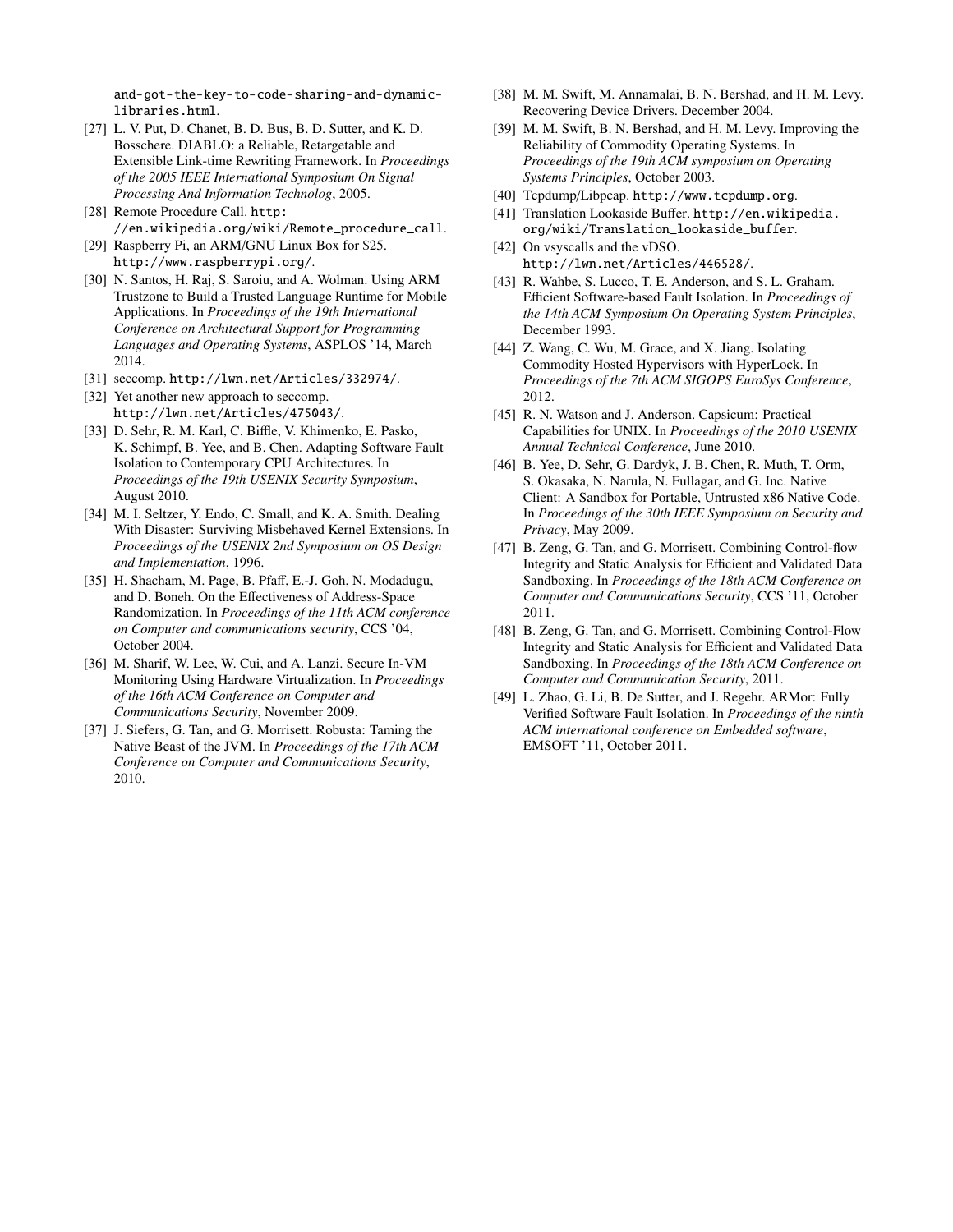and-got-the-key-to-code-sharing-and-dynamic-libraries.html.

[27] L. V. Put, D. Chanet, B. D. Bus, B. D. Sutter, and K. D. Bosschere. DIABLO: a Reliable, Retargetable and Extensible Link-time Rewriting Framework. In *Proceedings of the 2005 IEEE International Symposium On Signal Processing And Information Technolog*, 2005.

[28] Remote Procedure Call. http://en.wikipedia.org/wiki/Remote_procedure_call.

[29] Raspberry Pi, an ARM/GNU Linux Box for $25. http://www.raspberrypi.org/.

[30] N. Santos, H. Raj, S. Saroiu, and A. Wolman. Using ARM Trustzone to Build a Trusted Language Runtime for Mobile Applications. In *Proceedings of the 19th International Conference on Architectural Support for Programming Languages and Operating Systems*, ASPLOS '14, March 2014.

[31] seccomp. http://lwn.net/Articles/332974/.

[32] Yet another new approach to seccomp. http://lwn.net/Articles/475043/.

[33] D. Sehr, R. M. Karl, C. Biffle, V. Khimenko, E. Pasko, K. Schimpf, B. Yee, and B. Chen. Adapting Software Fault Isolation to Contemporary CPU Architectures. In *Proceedings of the 19th USENIX Security Symposium*, August 2010.

[34] M. I. Seltzer, Y. Endo, C. Small, and K. A. Smith. Dealing With Disaster: Surviving Misbehaved Kernel Extensions. In *Proceedings of the USENIX 2nd Symposium on OS Design and Implementation*, 1996.

[35] H. Shacham, M. Page, B. Pfaff, E.-J. Goh, N. Modadugu, and D. Boneh. On the Effectiveness of Address-Space Randomization. In *Proceedings of the 11th ACM conference on Computer and communications security*, CCS '04, October 2004.

[36] M. Sharif, W. Lee, W. Cui, and A. Lanzi. Secure In-VM Monitoring Using Hardware Virtualization. In *Proceedings of the 16th ACM Conference on Computer and Communications Security*, November 2009.

[37] J. Siefers, G. Tan, and G. Morrisett. Robusta: Taming the Native Beast of the JVM. In *Proceedings of the 17th ACM Conference on Computer and Communications Security*, 2010.

[38] M. M. Swift, M. Annamalai, B. N. Bershad, and H. M. Levy. Recovering Device Drivers. December 2004.

[39] M. M. Swift, B. N. Bershad, and H. M. Levy. Improving the Reliability of Commodity Operating Systems. In *Proceedings of the 19th ACM symposium on Operating Systems Principles*, October 2003.

[40] Tcpdump/Libpcap. http://www.tcpdump.org.

[41] Translation Lookaside Buffer. http://en.wikipedia.org/wiki/Translation_lookaside_buffer.

[42] On vsyscalls and the vDSO. http://lwn.net/Articles/446528/.

[43] R. Wahbe, S. Lucco, T. E. Anderson, and S. L. Graham. Efficient Software-based Fault Isolation. In *Proceedings of the 14th ACM Symposium On Operating System Principles*, December 1993.

[44] Z. Wang, C. Wu, M. Grace, and X. Jiang. Isolating Commodity Hosted Hypervisors with HyperLock. In *Proceedings of the 7th ACM SIGOPS EuroSys Conference*, 2012.

[45] R. N. Watson and J. Anderson. Capsicum: Practical Capabilities for UNIX. In *Proceedings of the 2010 USENIX Annual Technical Conference*, June 2010.

[46] B. Yee, D. Sehr, G. Dardyk, J. B. Chen, R. Muth, T. Orm, S. Okasaka, N. Narula, N. Fullagar, and G. Inc. Native Client: A Sandbox for Portable, Untrusted x86 Native Code. In *Proceedings of the 30th IEEE Symposium on Security and Privacy*, May 2009.

[47] B. Zeng, G. Tan, and G. Morrisett. Combining Control-flow Integrity and Static Analysis for Efficient and Validated Data Sandboxing. In *Proceedings of the 18th ACM Conference on Computer and Communications Security*, CCS '11, October 2011.

[48] B. Zeng, G. Tan, and G. Morrisett. Combining Control-Flow Integrity and Static Analysis for Efficient and Validated Data Sandboxing. In *Proceedings of the 18th ACM Conference on Computer and Communication Security*, 2011.

[49] L. Zhao, G. Li, B. De Sutter, and J. Regehr. ARMor: Fully Verified Software Fault Isolation. In *Proceedings of the ninth ACM international conference on Embedded software*, EMSOFT '11, October 2011.